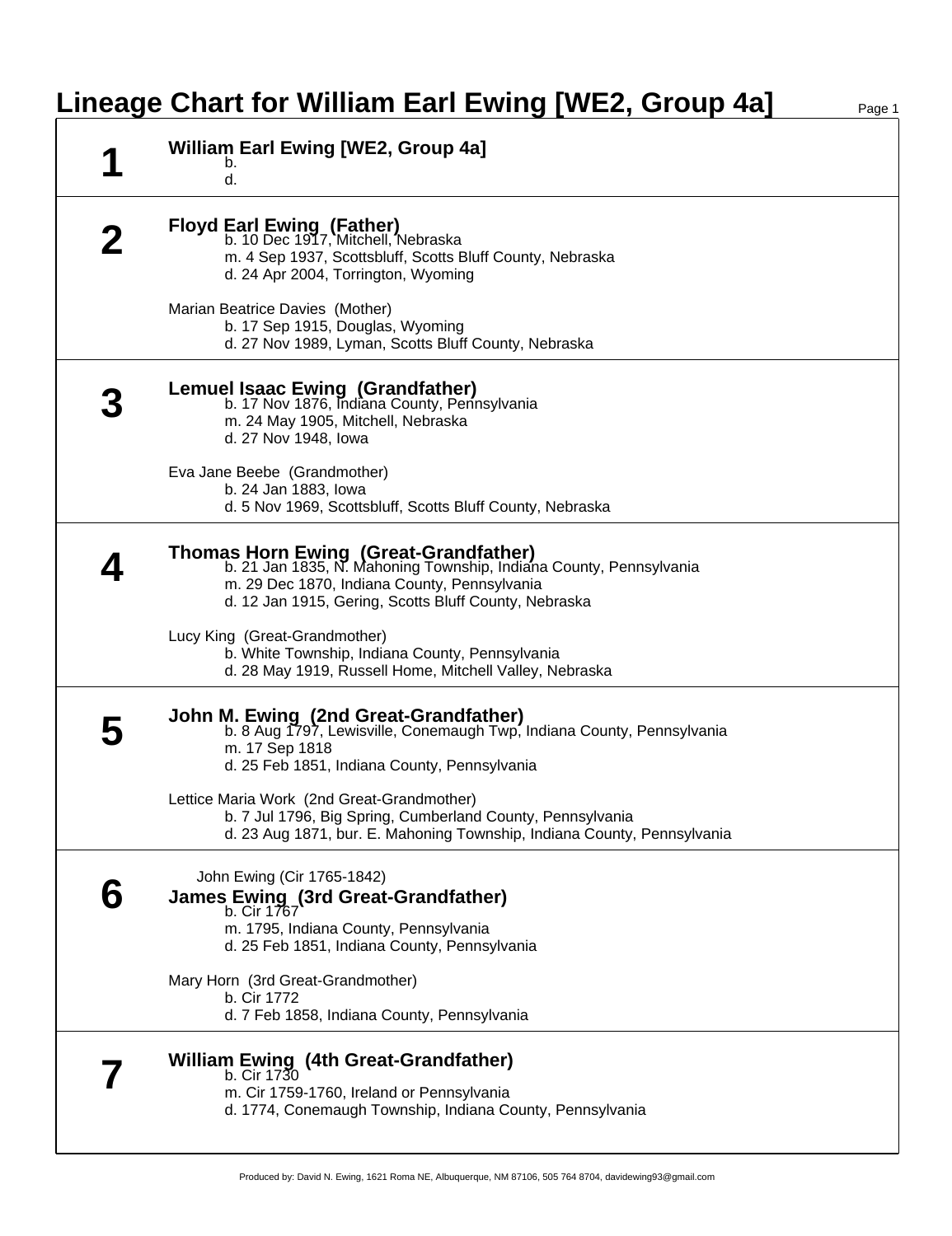# Lineage Chart for William Earl Ewing [WE2, Group 4a]

## 1

**William Earl Ewing [WE2, Group 4a]**

b.
d.

## 2

**Floyd Earl Ewing (Father)**

b. 10 Dec 1917, Mitchell, Nebraska
m. 4 Sep 1937, Scottsbluff, Scotts Bluff County, Nebraska
d. 24 Apr 2004, Torrington, Wyoming

Marian Beatrice Davies (Mother)

b. 17 Sep 1915, Douglas, Wyoming
d. 27 Nov 1989, Lyman, Scotts Bluff County, Nebraska

## 3

**Lemuel Isaac Ewing (Grandfather)**

b. 17 Nov 1876, Indiana County, Pennsylvania
m. 24 May 1905, Mitchell, Nebraska
d. 27 Nov 1948, Iowa

Eva Jane Beebe (Grandmother)

b. 24 Jan 1883, Iowa
d. 5 Nov 1969, Scottsbluff, Scotts Bluff County, Nebraska

## 4

**Thomas Horn Ewing (Great-Grandfather)**

b. 21 Jan 1835, N. Mahoning Township, Indiana County, Pennsylvania
m. 29 Dec 1870, Indiana County, Pennsylvania
d. 12 Jan 1915, Gering, Scotts Bluff County, Nebraska

Lucy King (Great-Grandmother)

b. White Township, Indiana County, Pennsylvania
d. 28 May 1919, Russell Home, Mitchell Valley, Nebraska

## 5

**John M. Ewing (2nd Great-Grandfather)**

b. 8 Aug 1797, Lewisville, Conemaugh Twp, Indiana County, Pennsylvania
m. 17 Sep 1818
d. 25 Feb 1851, Indiana County, Pennsylvania

Lettice Maria Work (2nd Great-Grandmother)

b. 7 Jul 1796, Big Spring, Cumberland County, Pennsylvania
d. 23 Aug 1871, bur. E. Mahoning Township, Indiana County, Pennsylvania

## 6

John Ewing (Cir 1765-1842)

**James Ewing (3rd Great-Grandfather)**

b. Cir 1767
m. 1795, Indiana County, Pennsylvania
d. 25 Feb 1851, Indiana County, Pennsylvania

Mary Horn (3rd Great-Grandmother)

b. Cir 1772
d. 7 Feb 1858, Indiana County, Pennsylvania

## 7

**William Ewing (4th Great-Grandfather)**

b. Cir 1730
m. Cir 1759-1760, Ireland or Pennsylvania
d. 1774, Conemaugh Township, Indiana County, Pennsylvania

Produced by: David N. Ewing, 1621 Roma NE, Albuquerque, NM 87106, 505 764 8704, davidewing93@gmail.com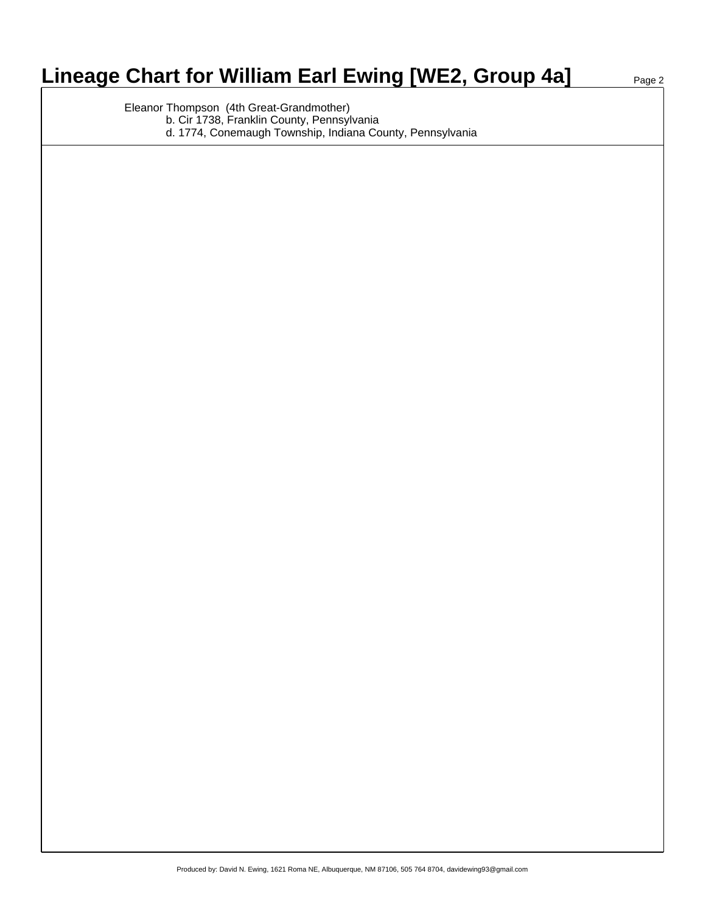Eleanor Thompson (4th Great-Grandmother)
b. Cir 1738, Franklin County, Pennsylvania
d. 1774, Conemaugh Township, Indiana County, Pennsylvania